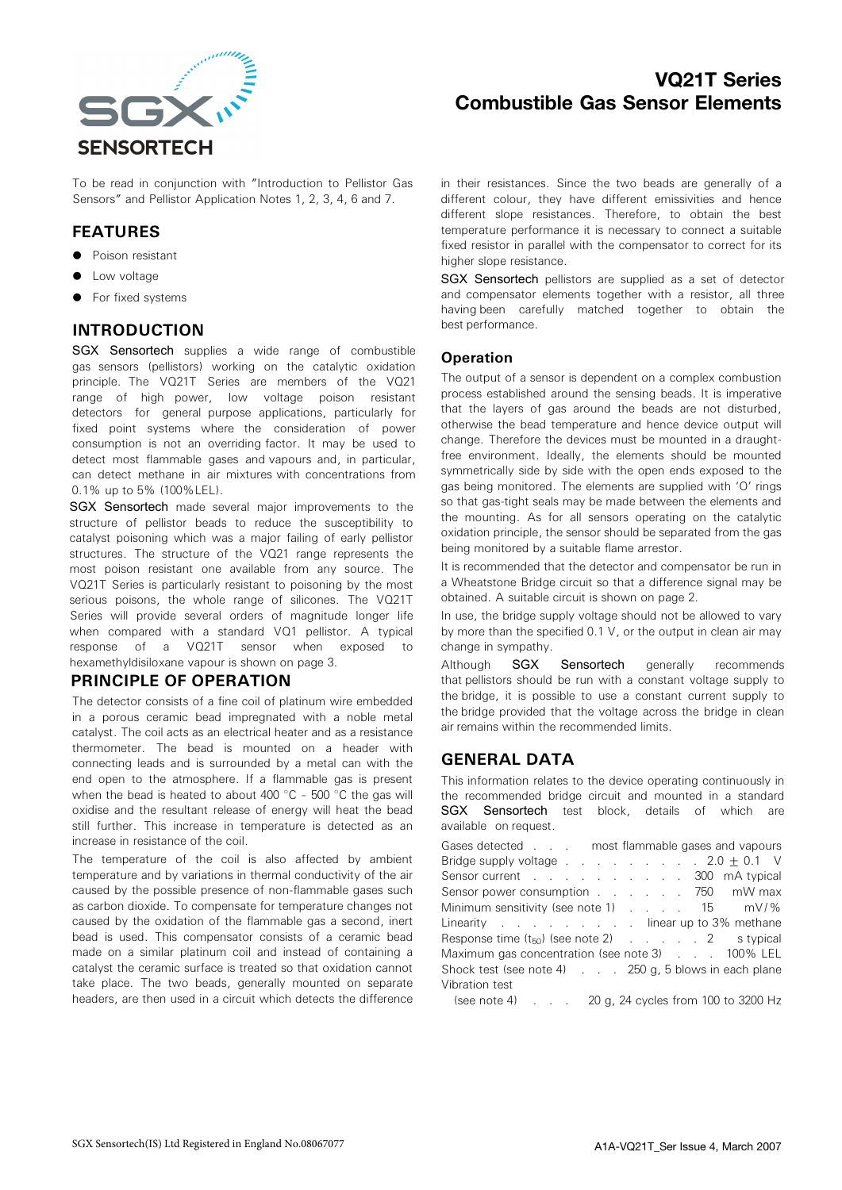# VQ21T Series
# Combustible Gas Sensor Elements

To be read in conjunction with "Introduction to Pellistor Gas Sensors" and Pellistor Application Notes 1, 2, 3, 4, 6 and 7.

## FEATURES

- Poison resistant
- Low voltage
- For fixed systems

## INTRODUCTION

SGX Sensortech supplies a wide range of combustible gas sensors (pellistors) working on the catalytic oxidation principle. The VQ21T Series are members of the VQ21 range of high power, low voltage poison resistant detectors for general purpose applications, particularly for fixed point systems where the consideration of power consumption is not an overriding factor. It may be used to detect most flammable gases and vapours and, in particular, can detect methane in air mixtures with concentrations from 0.1% up to 5% (100%LEL).

SGX Sensortech made several major improvements to the structure of pellistor beads to reduce the susceptibility to catalyst poisoning which was a major failing of early pellistor structures. The structure of the VQ21 range represents the most poison resistant one available from any source. The VQ21T Series is particularly resistant to poisoning by the most serious poisons, the whole range of silicones. The VQ21T Series will provide several orders of magnitude longer life when compared with a standard VQ1 pellistor. A typical response of a VQ21T sensor when exposed to hexamethyldisiloxane vapour is shown on page 3.

## PRINCIPLE OF OPERATION

The detector consists of a fine coil of platinum wire embedded in a porous ceramic bead impregnated with a noble metal catalyst. The coil acts as an electrical heater and as a resistance thermometer. The bead is mounted on a header with connecting leads and is surrounded by a metal can with the end open to the atmosphere. If a flammable gas is present when the bead is heated to about 400 °C - 500 °C the gas will oxidise and the resultant release of energy will heat the bead still further. This increase in temperature is detected as an increase in resistance of the coil.

The temperature of the coil is also affected by ambient temperature and by variations in thermal conductivity of the air caused by the possible presence of non-flammable gases such as carbon dioxide. To compensate for temperature changes not caused by the oxidation of the flammable gas a second, inert bead is used. This compensator consists of a ceramic bead made on a similar platinum coil and instead of containing a catalyst the ceramic surface is treated so that oxidation cannot take place. The two beads, generally mounted on separate headers, are then used in a circuit which detects the difference in their resistances. Since the two beads are generally of a different colour, they have different emissivities and hence different slope resistances. Therefore, to obtain the best temperature performance it is necessary to connect a suitable fixed resistor in parallel with the compensator to correct for its higher slope resistance.

SGX Sensortech pellistors are supplied as a set of detector and compensator elements together with a resistor, all three having been carefully matched together to obtain the best performance.

### Operation

The output of a sensor is dependent on a complex combustion process established around the sensing beads. It is imperative that the layers of gas around the beads are not disturbed, otherwise the bead temperature and hence device output will change. Therefore the devices must be mounted in a draught-free environment. Ideally, the elements should be mounted symmetrically side by side with the open ends exposed to the gas being monitored. The elements are supplied with 'O' rings so that gas-tight seals may be made between the elements and the mounting. As for all sensors operating on the catalytic oxidation principle, the sensor should be separated from the gas being monitored by a suitable flame arrestor.

It is recommended that the detector and compensator be run in a Wheatstone Bridge circuit so that a difference signal may be obtained. A suitable circuit is shown on page 2.

In use, the bridge supply voltage should not be allowed to vary by more than the specified 0.1 V, or the output in clean air may change in sympathy.

Although SGX Sensortech generally recommends that pellistors should be run with a constant voltage supply to the bridge, it is possible to use a constant current supply to the bridge provided that the voltage across the bridge in clean air remains within the recommended limits.

## GENERAL DATA

This information relates to the device operating continuously in the recommended bridge circuit and mounted in a standard SGX Sensortech test block, details of which are available on request.

| | |
|---|---|
| Gases detected | most flammable gases and vapours |
| Bridge supply voltage | 2.0 ± 0.1 V |
| Sensor current | 300 mA typical |
| Sensor power consumption | 750 mW max |
| Minimum sensitivity (see note 1) | 15 mV/% |
| Linearity | linear up to 3% methane |
| Response time ($t_{50}$) (see note 2) | 2 s typical |
| Maximum gas concentration (see note 3) | 100% LEL |
| Shock test (see note 4) | 250 g, 5 blows in each plane |
| Vibration test (see note 4) | 20 g, 24 cycles from 100 to 3200 Hz |

SGX Sensortech(IS) Ltd Registered in England No.08067077

A1A-VQ21T_Ser Issue 4, March 2007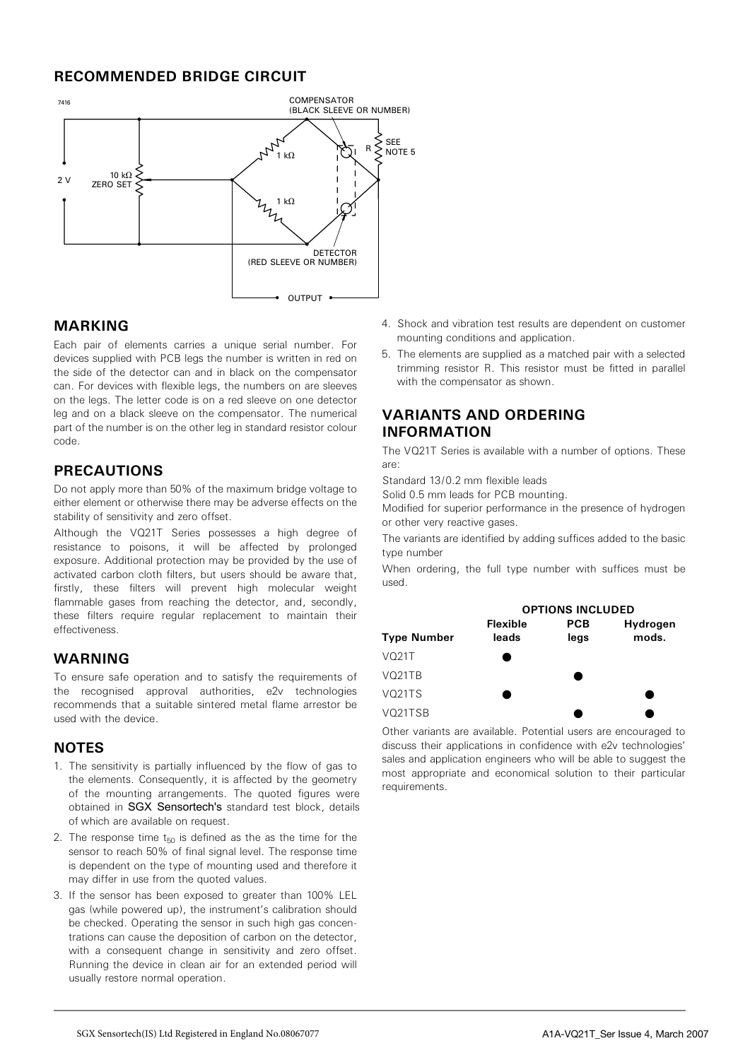## RECOMMENDED BRIDGE CIRCUIT

7416

COMPENSATOR (BLACK SLEEVE OR NUMBER)

1 kΩ

R

SEE NOTE 5

2 V

10 kΩ ZERO SET

1 kΩ

DETECTOR (RED SLEEVE OR NUMBER)

OUTPUT

## MARKING

Each pair of elements carries a unique serial number. For devices supplied with PCB legs the number is written in red on the side of the detector can and in black on the compensator can. For devices with flexible legs, the numbers on are sleeves on the legs. The letter code is on a red sleeve on one detector leg and on a black sleeve on the compensator. The numerical part of the number is on the other leg in standard resistor colour code.

## PRECAUTIONS

Do not apply more than 50% of the maximum bridge voltage to either element or otherwise there may be adverse effects on the stability of sensitivity and zero offset.

Although the VQ21T Series possesses a high degree of resistance to poisons, it will be affected by prolonged exposure. Additional protection may be provided by the use of activated carbon cloth filters, but users should be aware that, firstly, these filters will prevent high molecular weight flammable gases from reaching the detector, and, secondly, these filters require regular replacement to maintain their effectiveness.

## WARNING

To ensure safe operation and to satisfy the requirements of the recognised approval authorities, e2v technologies recommends that a suitable sintered metal flame arrestor be used with the device.

## NOTES

1. The sensitivity is partially influenced by the flow of gas to the elements. Consequently, it is affected by the geometry of the mounting arrangements. The quoted figures were obtained in SGX Sensortech's standard test block, details of which are available on request.
2. The response time $t_{50}$ is defined as the as the time for the sensor to reach 50% of final signal level. The response time is dependent on the type of mounting used and therefore it may differ in use from the quoted values.
3. If the sensor has been exposed to greater than 100% LEL gas (while powered up), the instrument's calibration should be checked. Operating the sensor in such high gas concentrations can cause the deposition of carbon on the detector, with a consequent change in sensitivity and zero offset. Running the device in clean air for an extended period will usually restore normal operation.
4. Shock and vibration test results are dependent on customer mounting conditions and application.
5. The elements are supplied as a matched pair with a selected trimming resistor R. This resistor must be fitted in parallel with the compensator as shown.

## VARIANTS AND ORDERING INFORMATION

The VQ21T Series is available with a number of options. These are:

Standard 13/0.2 mm flexible leads

Solid 0.5 mm leads for PCB mounting.

Modified for superior performance in the presence of hydrogen or other very reactive gases.

The variants are identified by adding suffices added to the basic type number

When ordering, the full type number with suffices must be used.

| | OPTIONS INCLUDED | | |
|---|---|---|---|
| Type Number | Flexible leads | PCB legs | Hydrogen mods. |
| VQ21T | ● | | |
| VQ21TB | | ● | |
| VQ21TS | ● | | ● |
| VQ21TSB | | ● | ● |

Other variants are available. Potential users are encouraged to discuss their applications in confidence with e2v technologies' sales and application engineers who will be able to suggest the most appropriate and economical solution to their particular requirements.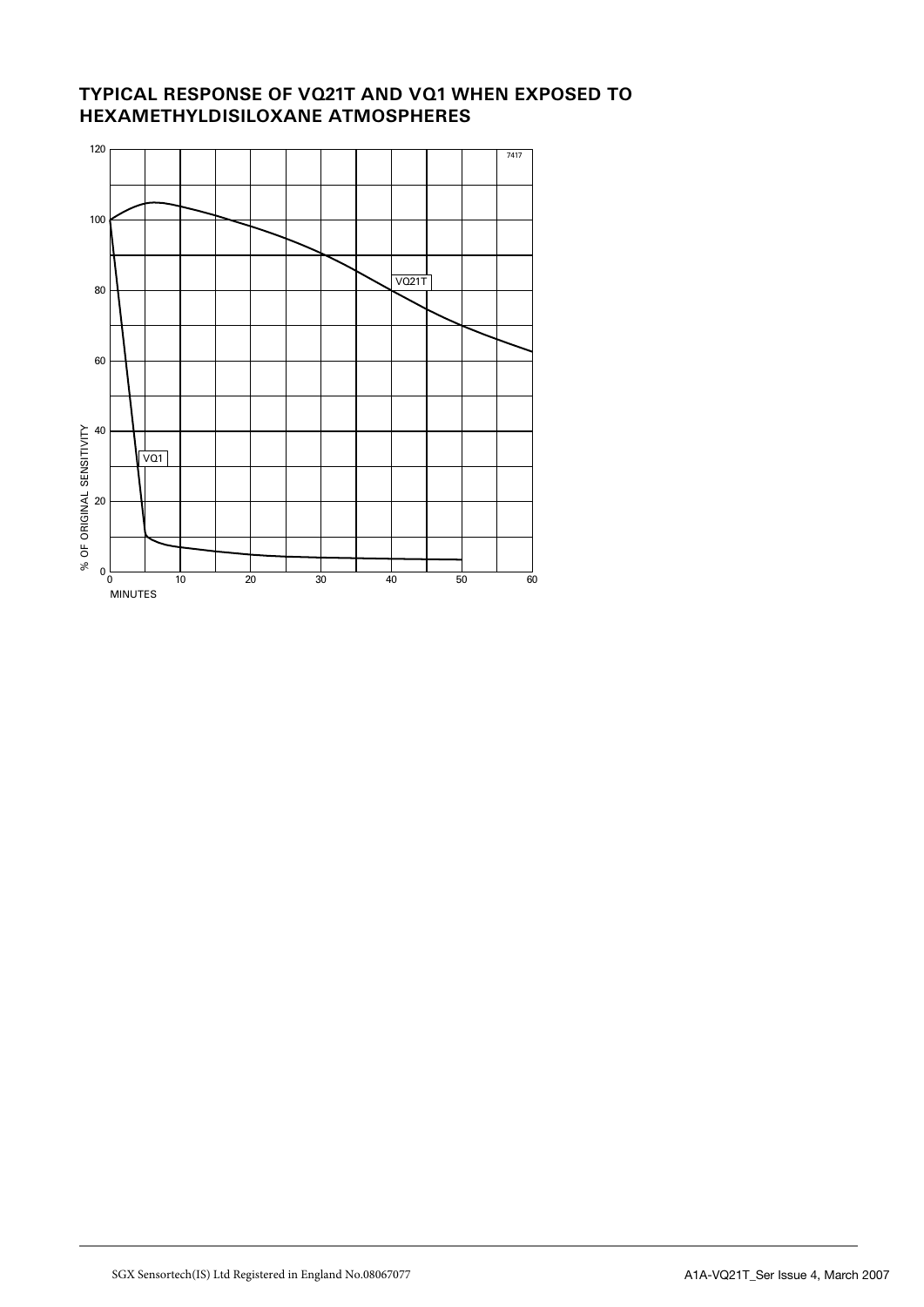## TYPICAL RESPONSE OF VQ21T AND VQ1 WHEN EXPOSED TO HEXAMETHYLDISILOXANE ATMOSPHERES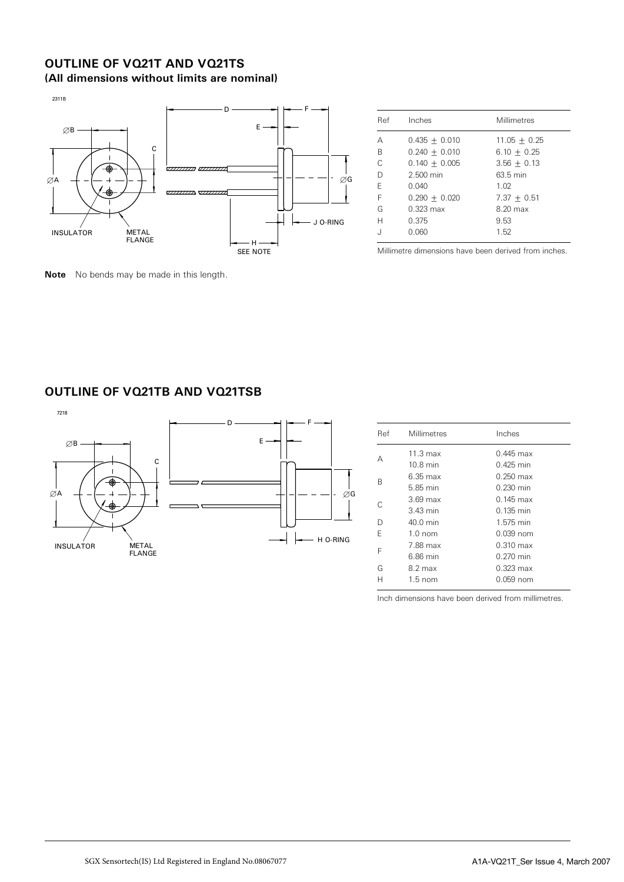## OUTLINE OF VQ21T AND VQ21TS

**(All dimensions without limits are nominal)**

2311B

ØB
C
ØA
INSULATOR
METAL FLANGE
D
E
F
ØG
J O-RING
H
SEE NOTE

| Ref | Inches | Millimetres |
|---|---|---|
| A | 0.435 ± 0.010 | 11.05 ± 0.25 |
| B | 0.240 ± 0.010 | 6.10 ± 0.25 |
| C | 0.140 ± 0.005 | 3.56 ± 0.13 |
| D | 2.500 min | 63.5 min |
| E | 0.040 | 1.02 |
| F | 0.290 ± 0.020 | 7.37 ± 0.51 |
| G | 0.323 max | 8.20 max |
| H | 0.375 | 9.53 |
| J | 0.060 | 1.52 |

Millimetre dimensions have been derived from inches.

**Note** No bends may be made in this length.

## OUTLINE OF VQ21TB AND VQ21TSB

7218

ØB
C
ØA
INSULATOR
METAL FLANGE
D
E
F
ØG
H O-RING

| Ref | Millimetres | Inches |
|---|---|---|
| A | 11.3 max | 0.445 max |
| | 10.8 min | 0.425 min |
| B | 6.35 max | 0.250 max |
| | 5.85 min | 0.230 min |
| C | 3.69 max | 0.145 max |
| | 3.43 min | 0.135 min |
| D | 40.0 min | 1.575 min |
| E | 1.0 nom | 0.039 nom |
| F | 7.88 max | 0.310 max |
| | 6.86 min | 0.270 min |
| G | 8.2 max | 0.323 max |
| H | 1.5 nom | 0.059 nom |

Inch dimensions have been derived from millimetres.

SGX Sensortech(IS) Ltd Registered in England No.08067077

A1A-VQ21T_Ser Issue 4, March 2007